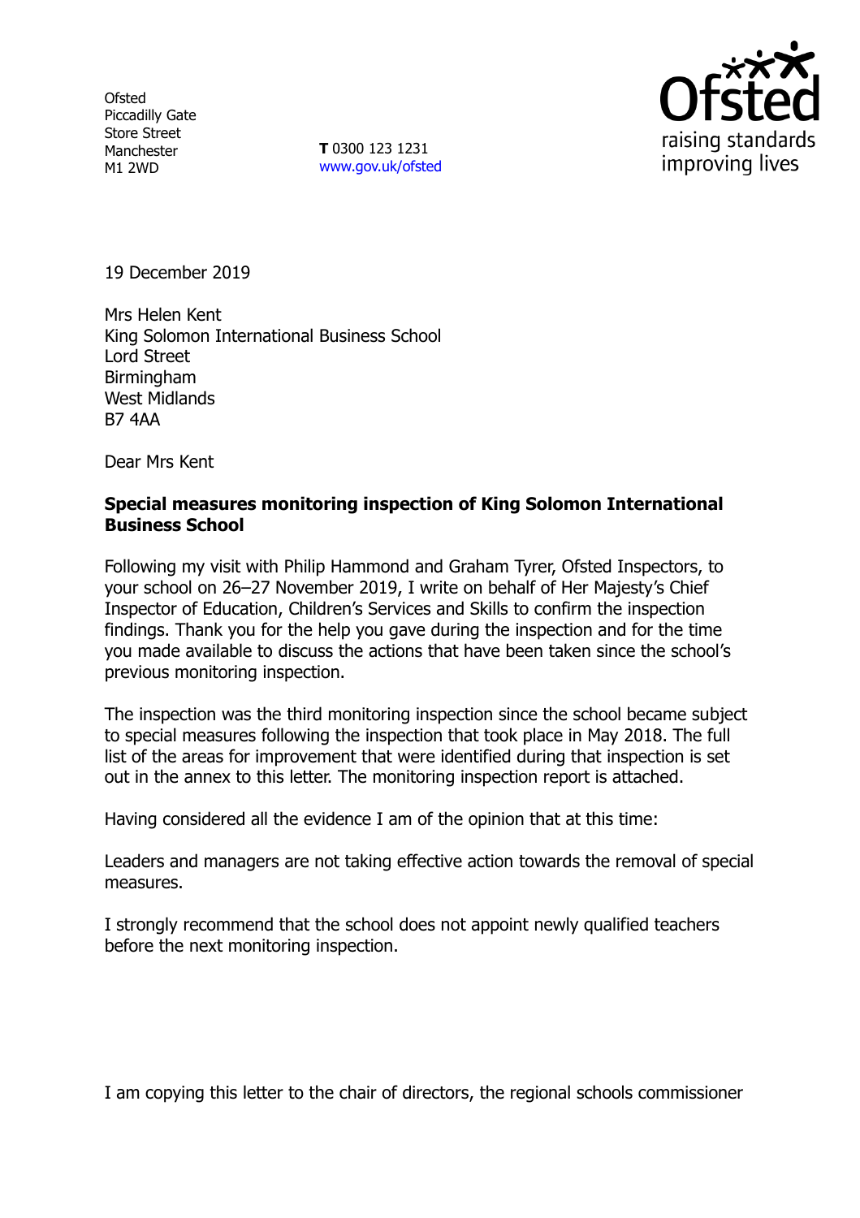Ofsted
Piccadilly Gate
Store Street
Manchester
M1 2WD

**T** 0300 123 1231
www.gov.uk/ofsted

19 December 2019

Mrs Helen Kent
King Solomon International Business School
Lord Street
Birmingham
West Midlands
B7 4AA

Dear Mrs Kent

**Special measures monitoring inspection of King Solomon International Business School**

Following my visit with Philip Hammond and Graham Tyrer, Ofsted Inspectors, to your school on 26–27 November 2019, I write on behalf of Her Majesty's Chief Inspector of Education, Children's Services and Skills to confirm the inspection findings. Thank you for the help you gave during the inspection and for the time you made available to discuss the actions that have been taken since the school's previous monitoring inspection.

The inspection was the third monitoring inspection since the school became subject to special measures following the inspection that took place in May 2018. The full list of the areas for improvement that were identified during that inspection is set out in the annex to this letter. The monitoring inspection report is attached.

Having considered all the evidence I am of the opinion that at this time:

Leaders and managers are not taking effective action towards the removal of special measures.

I strongly recommend that the school does not appoint newly qualified teachers before the next monitoring inspection.

I am copying this letter to the chair of directors, the regional schools commissioner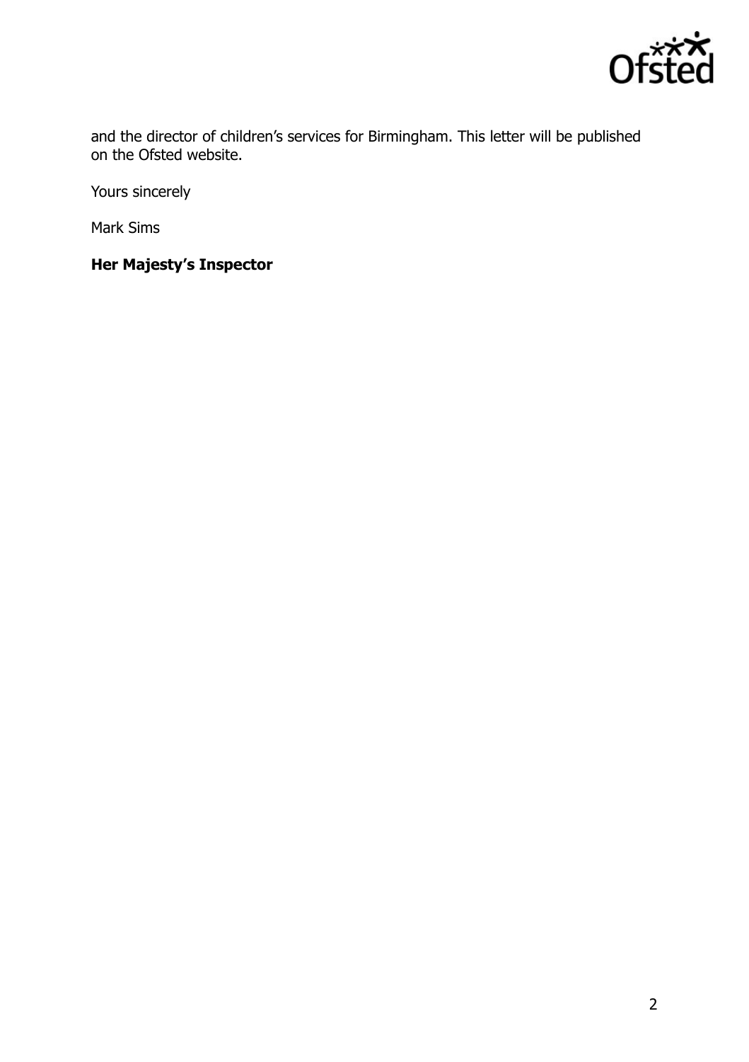and the director of children's services for Birmingham. This letter will be published on the Ofsted website.

Yours sincerely

Mark Sims

**Her Majesty's Inspector**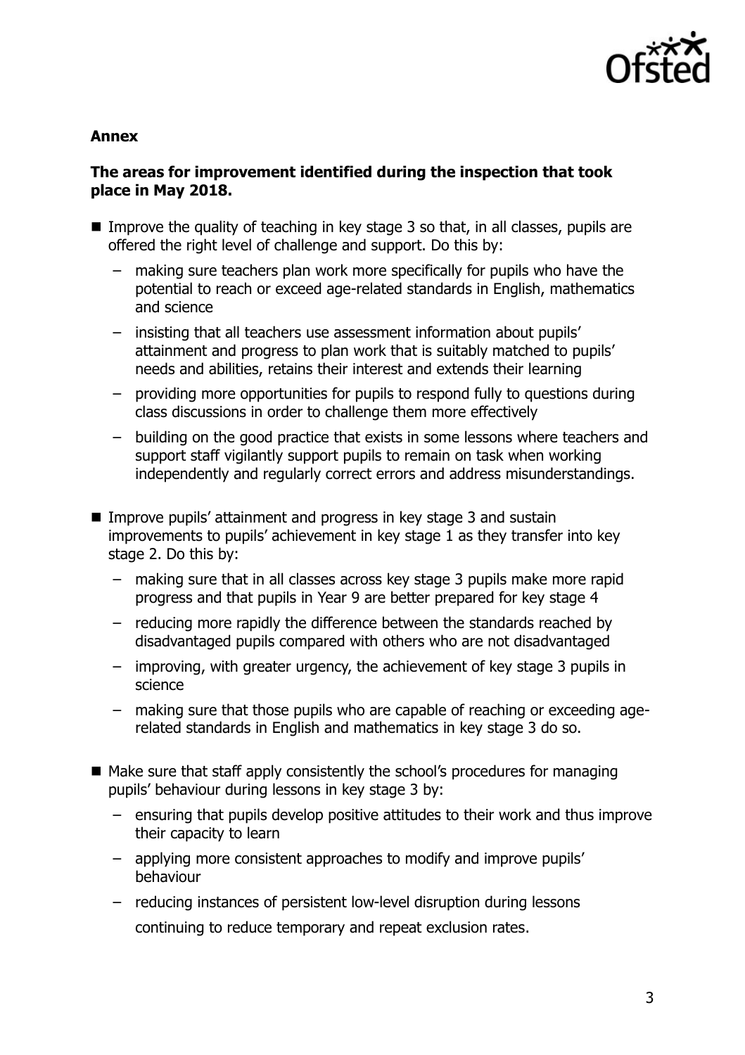**Annex**

**The areas for improvement identified during the inspection that took place in May 2018.**

- Improve the quality of teaching in key stage 3 so that, in all classes, pupils are offered the right level of challenge and support. Do this by:
  - making sure teachers plan work more specifically for pupils who have the potential to reach or exceed age-related standards in English, mathematics and science
  - insisting that all teachers use assessment information about pupils' attainment and progress to plan work that is suitably matched to pupils' needs and abilities, retains their interest and extends their learning
  - providing more opportunities for pupils to respond fully to questions during class discussions in order to challenge them more effectively
  - building on the good practice that exists in some lessons where teachers and support staff vigilantly support pupils to remain on task when working independently and regularly correct errors and address misunderstandings.
- Improve pupils' attainment and progress in key stage 3 and sustain improvements to pupils' achievement in key stage 1 as they transfer into key stage 2. Do this by:
  - making sure that in all classes across key stage 3 pupils make more rapid progress and that pupils in Year 9 are better prepared for key stage 4
  - reducing more rapidly the difference between the standards reached by disadvantaged pupils compared with others who are not disadvantaged
  - improving, with greater urgency, the achievement of key stage 3 pupils in science
  - making sure that those pupils who are capable of reaching or exceeding age-related standards in English and mathematics in key stage 3 do so.
- Make sure that staff apply consistently the school's procedures for managing pupils' behaviour during lessons in key stage 3 by:
  - ensuring that pupils develop positive attitudes to their work and thus improve their capacity to learn
  - applying more consistent approaches to modify and improve pupils' behaviour
  - reducing instances of persistent low-level disruption during lessons continuing to reduce temporary and repeat exclusion rates.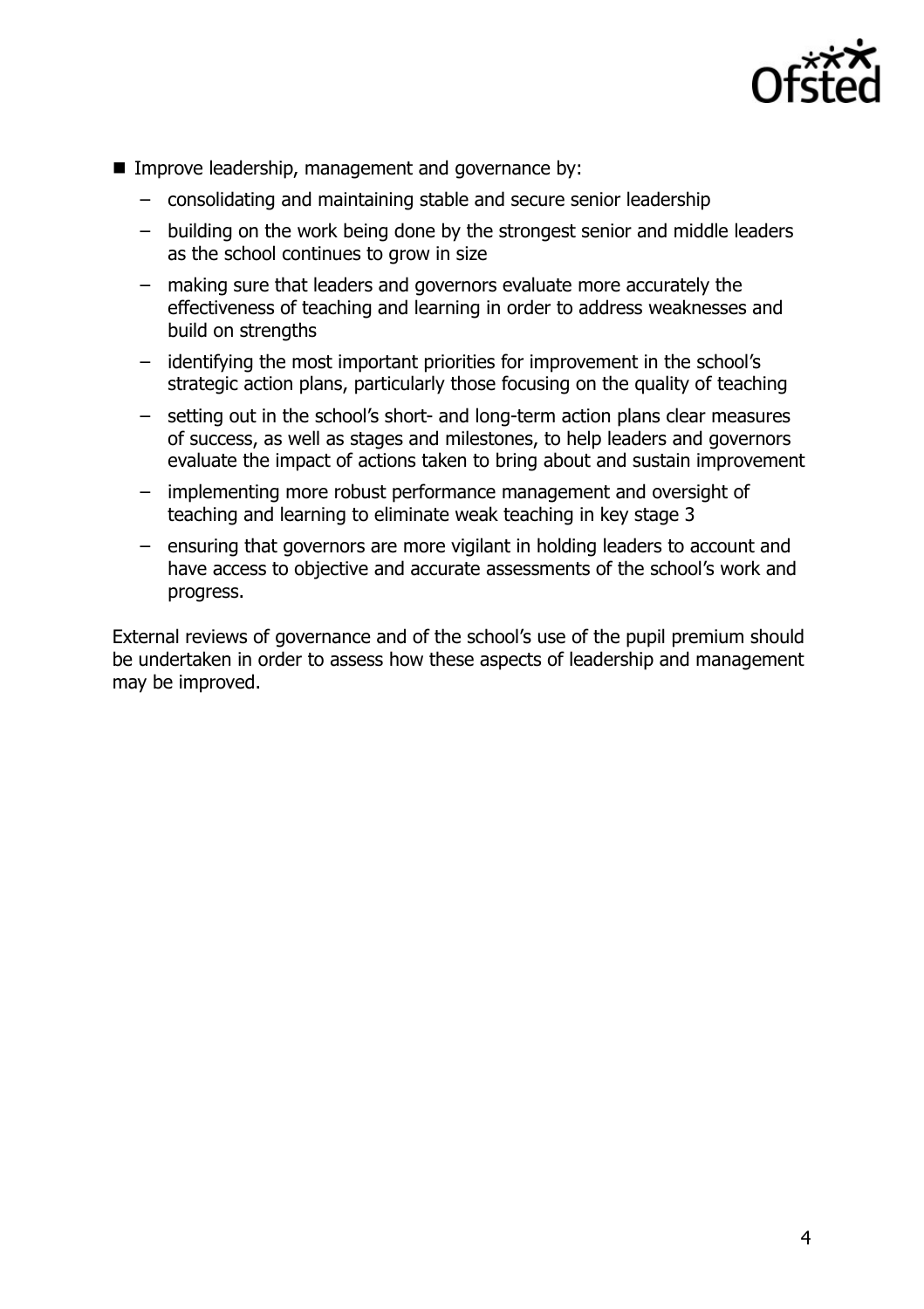- Improve leadership, management and governance by:
  - consolidating and maintaining stable and secure senior leadership
  - building on the work being done by the strongest senior and middle leaders as the school continues to grow in size
  - making sure that leaders and governors evaluate more accurately the effectiveness of teaching and learning in order to address weaknesses and build on strengths
  - identifying the most important priorities for improvement in the school's strategic action plans, particularly those focusing on the quality of teaching
  - setting out in the school's short- and long-term action plans clear measures of success, as well as stages and milestones, to help leaders and governors evaluate the impact of actions taken to bring about and sustain improvement
  - implementing more robust performance management and oversight of teaching and learning to eliminate weak teaching in key stage 3
  - ensuring that governors are more vigilant in holding leaders to account and have access to objective and accurate assessments of the school's work and progress.

External reviews of governance and of the school's use of the pupil premium should be undertaken in order to assess how these aspects of leadership and management may be improved.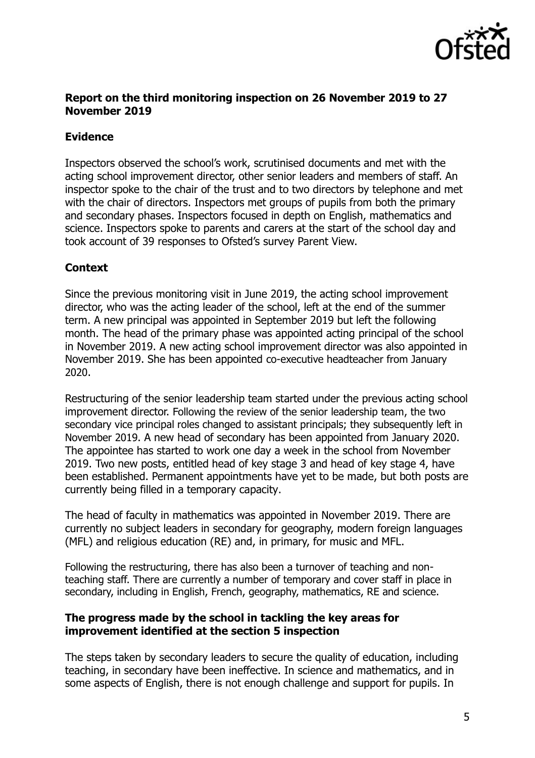**Report on the third monitoring inspection on 26 November 2019 to 27 November 2019**

**Evidence**

Inspectors observed the school's work, scrutinised documents and met with the acting school improvement director, other senior leaders and members of staff. An inspector spoke to the chair of the trust and to two directors by telephone and met with the chair of directors. Inspectors met groups of pupils from both the primary and secondary phases. Inspectors focused in depth on English, mathematics and science. Inspectors spoke to parents and carers at the start of the school day and took account of 39 responses to Ofsted's survey Parent View.

**Context**

Since the previous monitoring visit in June 2019, the acting school improvement director, who was the acting leader of the school, left at the end of the summer term. A new principal was appointed in September 2019 but left the following month. The head of the primary phase was appointed acting principal of the school in November 2019. A new acting school improvement director was also appointed in November 2019. She has been appointed co-executive headteacher from January 2020.

Restructuring of the senior leadership team started under the previous acting school improvement director. Following the review of the senior leadership team, the two secondary vice principal roles changed to assistant principals; they subsequently left in November 2019. A new head of secondary has been appointed from January 2020. The appointee has started to work one day a week in the school from November 2019. Two new posts, entitled head of key stage 3 and head of key stage 4, have been established. Permanent appointments have yet to be made, but both posts are currently being filled in a temporary capacity.

The head of faculty in mathematics was appointed in November 2019. There are currently no subject leaders in secondary for geography, modern foreign languages (MFL) and religious education (RE) and, in primary, for music and MFL.

Following the restructuring, there has also been a turnover of teaching and non-teaching staff. There are currently a number of temporary and cover staff in place in secondary, including in English, French, geography, mathematics, RE and science.

**The progress made by the school in tackling the key areas for improvement identified at the section 5 inspection**

The steps taken by secondary leaders to secure the quality of education, including teaching, in secondary have been ineffective. In science and mathematics, and in some aspects of English, there is not enough challenge and support for pupils. In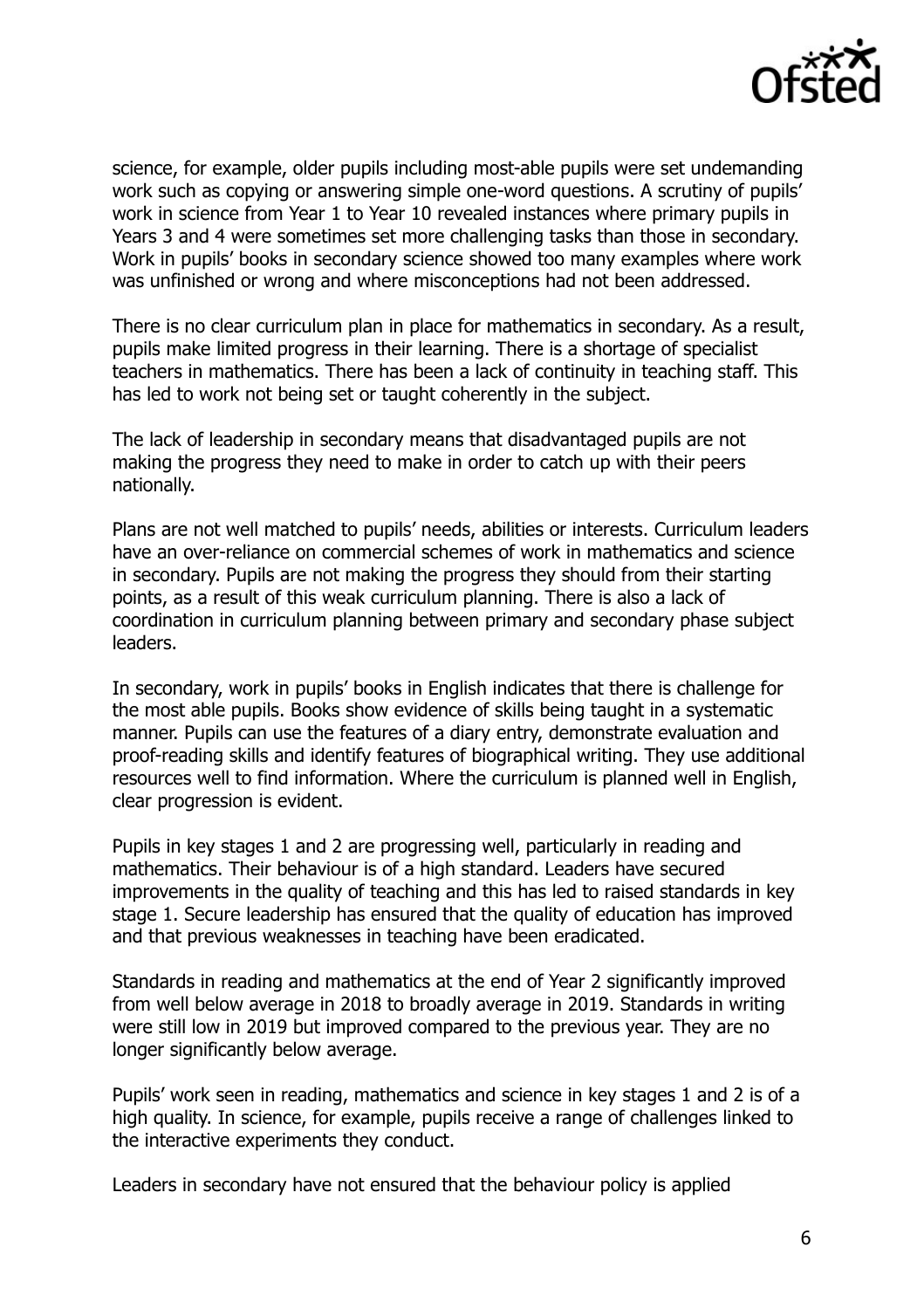science, for example, older pupils including most-able pupils were set undemanding work such as copying or answering simple one-word questions. A scrutiny of pupils' work in science from Year 1 to Year 10 revealed instances where primary pupils in Years 3 and 4 were sometimes set more challenging tasks than those in secondary. Work in pupils' books in secondary science showed too many examples where work was unfinished or wrong and where misconceptions had not been addressed.

There is no clear curriculum plan in place for mathematics in secondary. As a result, pupils make limited progress in their learning. There is a shortage of specialist teachers in mathematics. There has been a lack of continuity in teaching staff. This has led to work not being set or taught coherently in the subject.

The lack of leadership in secondary means that disadvantaged pupils are not making the progress they need to make in order to catch up with their peers nationally.

Plans are not well matched to pupils' needs, abilities or interests. Curriculum leaders have an over-reliance on commercial schemes of work in mathematics and science in secondary. Pupils are not making the progress they should from their starting points, as a result of this weak curriculum planning. There is also a lack of coordination in curriculum planning between primary and secondary phase subject leaders.

In secondary, work in pupils' books in English indicates that there is challenge for the most able pupils. Books show evidence of skills being taught in a systematic manner. Pupils can use the features of a diary entry, demonstrate evaluation and proof-reading skills and identify features of biographical writing. They use additional resources well to find information. Where the curriculum is planned well in English, clear progression is evident.

Pupils in key stages 1 and 2 are progressing well, particularly in reading and mathematics. Their behaviour is of a high standard. Leaders have secured improvements in the quality of teaching and this has led to raised standards in key stage 1. Secure leadership has ensured that the quality of education has improved and that previous weaknesses in teaching have been eradicated.

Standards in reading and mathematics at the end of Year 2 significantly improved from well below average in 2018 to broadly average in 2019. Standards in writing were still low in 2019 but improved compared to the previous year. They are no longer significantly below average.

Pupils' work seen in reading, mathematics and science in key stages 1 and 2 is of a high quality. In science, for example, pupils receive a range of challenges linked to the interactive experiments they conduct.

Leaders in secondary have not ensured that the behaviour policy is applied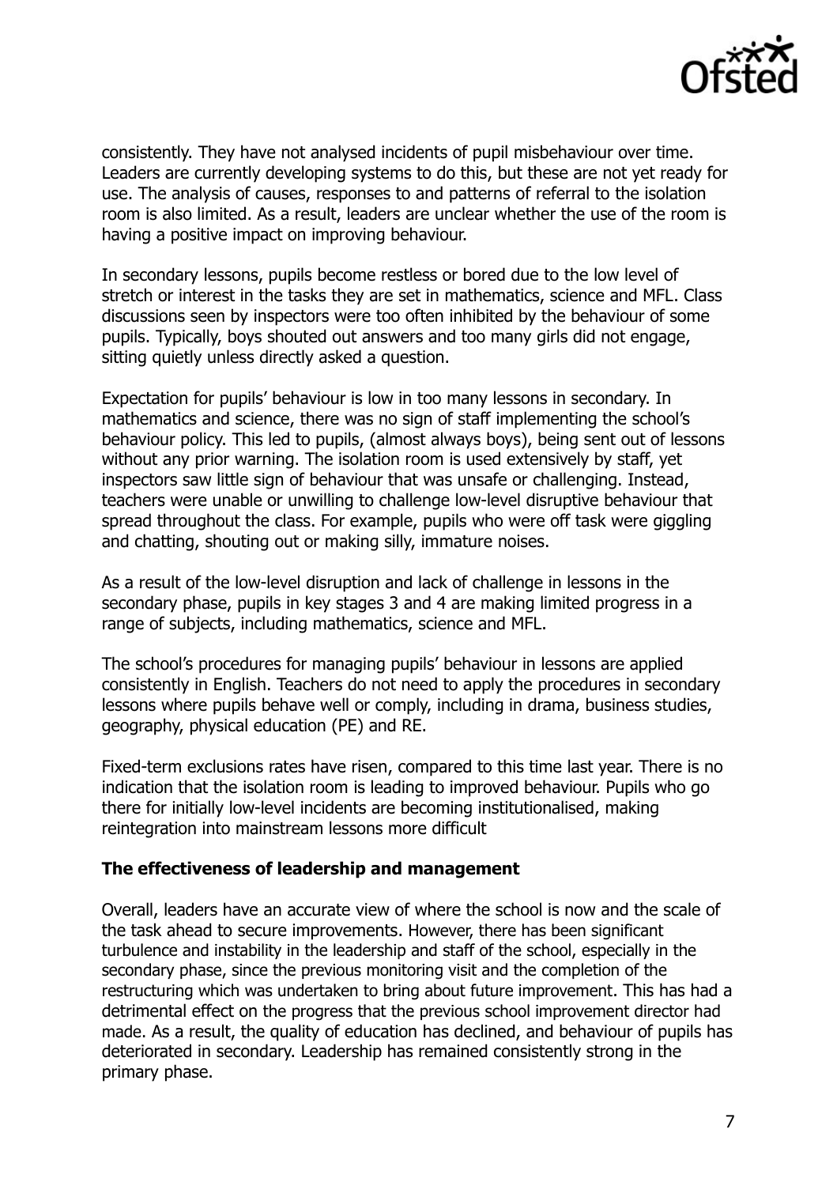consistently. They have not analysed incidents of pupil misbehaviour over time. Leaders are currently developing systems to do this, but these are not yet ready for use. The analysis of causes, responses to and patterns of referral to the isolation room is also limited. As a result, leaders are unclear whether the use of the room is having a positive impact on improving behaviour.

In secondary lessons, pupils become restless or bored due to the low level of stretch or interest in the tasks they are set in mathematics, science and MFL. Class discussions seen by inspectors were too often inhibited by the behaviour of some pupils. Typically, boys shouted out answers and too many girls did not engage, sitting quietly unless directly asked a question.

Expectation for pupils' behaviour is low in too many lessons in secondary. In mathematics and science, there was no sign of staff implementing the school's behaviour policy. This led to pupils, (almost always boys), being sent out of lessons without any prior warning. The isolation room is used extensively by staff, yet inspectors saw little sign of behaviour that was unsafe or challenging. Instead, teachers were unable or unwilling to challenge low-level disruptive behaviour that spread throughout the class. For example, pupils who were off task were giggling and chatting, shouting out or making silly, immature noises.

As a result of the low-level disruption and lack of challenge in lessons in the secondary phase, pupils in key stages 3 and 4 are making limited progress in a range of subjects, including mathematics, science and MFL.

The school's procedures for managing pupils' behaviour in lessons are applied consistently in English. Teachers do not need to apply the procedures in secondary lessons where pupils behave well or comply, including in drama, business studies, geography, physical education (PE) and RE.

Fixed-term exclusions rates have risen, compared to this time last year. There is no indication that the isolation room is leading to improved behaviour. Pupils who go there for initially low-level incidents are becoming institutionalised, making reintegration into mainstream lessons more difficult

### The effectiveness of leadership and management

Overall, leaders have an accurate view of where the school is now and the scale of the task ahead to secure improvements. However, there has been significant turbulence and instability in the leadership and staff of the school, especially in the secondary phase, since the previous monitoring visit and the completion of the restructuring which was undertaken to bring about future improvement. This has had a detrimental effect on the progress that the previous school improvement director had made. As a result, the quality of education has declined, and behaviour of pupils has deteriorated in secondary. Leadership has remained consistently strong in the primary phase.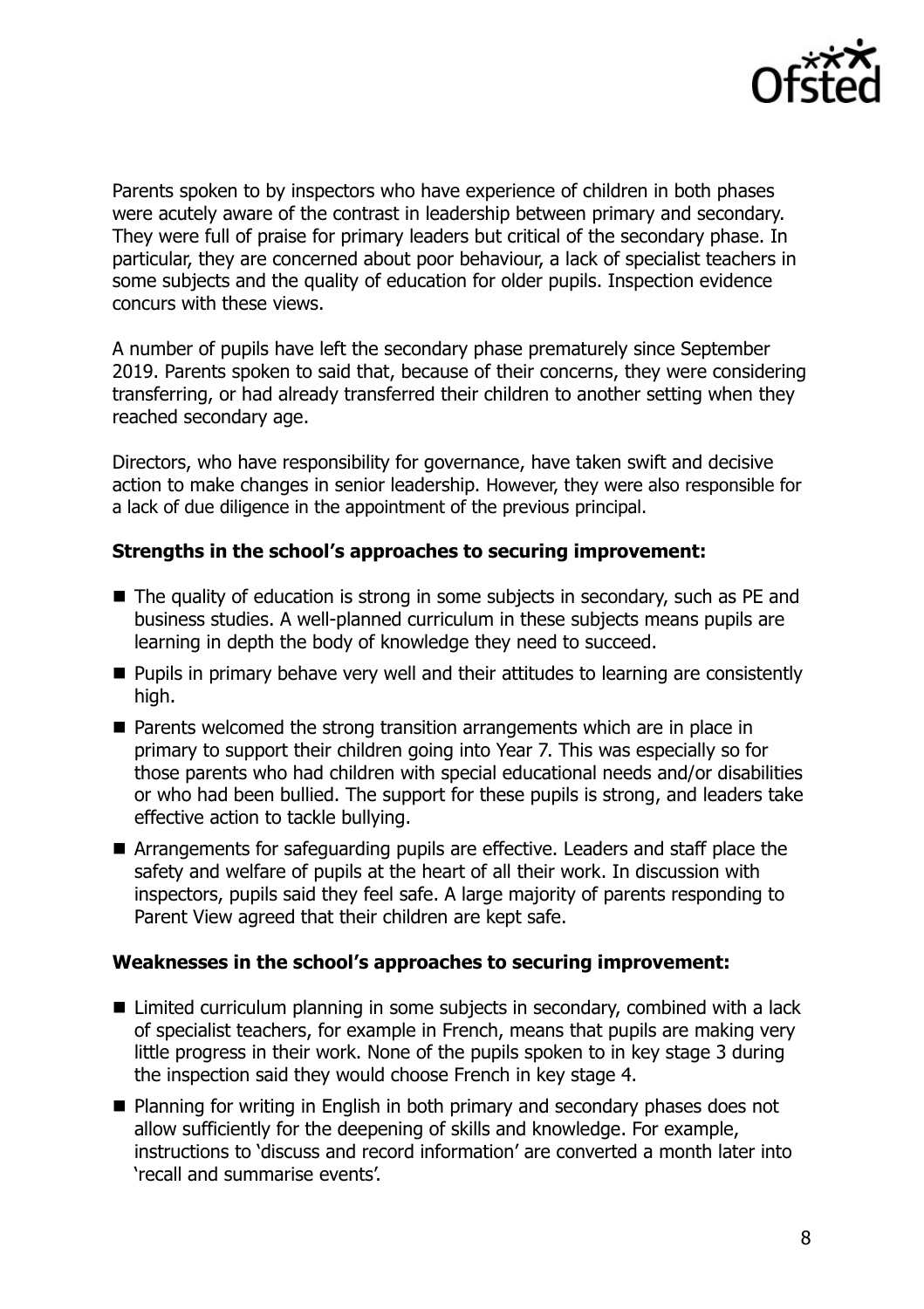Parents spoken to by inspectors who have experience of children in both phases were acutely aware of the contrast in leadership between primary and secondary. They were full of praise for primary leaders but critical of the secondary phase. In particular, they are concerned about poor behaviour, a lack of specialist teachers in some subjects and the quality of education for older pupils. Inspection evidence concurs with these views.

A number of pupils have left the secondary phase prematurely since September 2019. Parents spoken to said that, because of their concerns, they were considering transferring, or had already transferred their children to another setting when they reached secondary age.

Directors, who have responsibility for governance, have taken swift and decisive action to make changes in senior leadership. However, they were also responsible for a lack of due diligence in the appointment of the previous principal.

**Strengths in the school's approaches to securing improvement:**

- The quality of education is strong in some subjects in secondary, such as PE and business studies. A well-planned curriculum in these subjects means pupils are learning in depth the body of knowledge they need to succeed.
- Pupils in primary behave very well and their attitudes to learning are consistently high.
- Parents welcomed the strong transition arrangements which are in place in primary to support their children going into Year 7. This was especially so for those parents who had children with special educational needs and/or disabilities or who had been bullied. The support for these pupils is strong, and leaders take effective action to tackle bullying.
- Arrangements for safeguarding pupils are effective. Leaders and staff place the safety and welfare of pupils at the heart of all their work. In discussion with inspectors, pupils said they feel safe. A large majority of parents responding to Parent View agreed that their children are kept safe.

**Weaknesses in the school's approaches to securing improvement:**

- Limited curriculum planning in some subjects in secondary, combined with a lack of specialist teachers, for example in French, means that pupils are making very little progress in their work. None of the pupils spoken to in key stage 3 during the inspection said they would choose French in key stage 4.
- Planning for writing in English in both primary and secondary phases does not allow sufficiently for the deepening of skills and knowledge. For example, instructions to 'discuss and record information' are converted a month later into 'recall and summarise events'.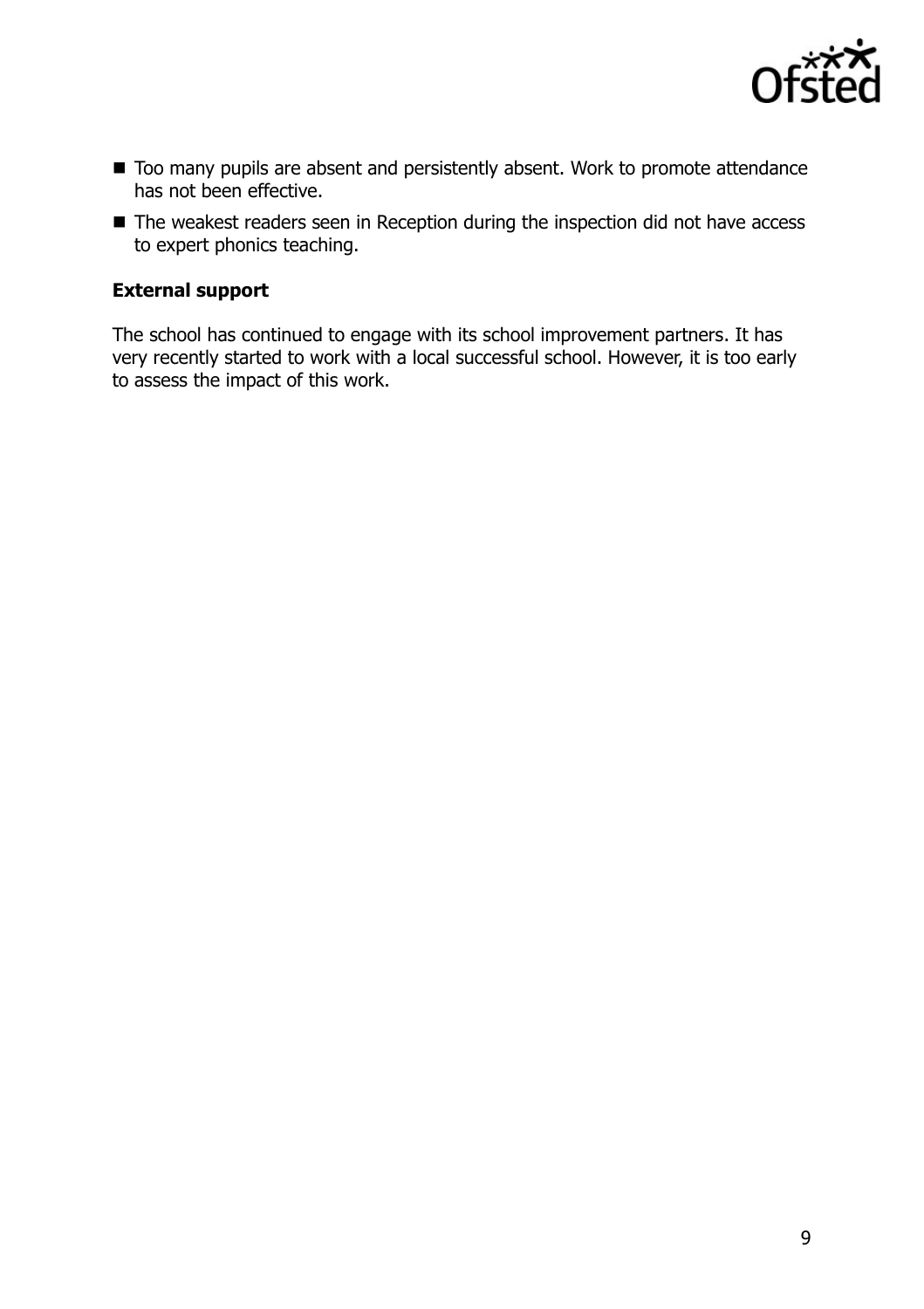- Too many pupils are absent and persistently absent. Work to promote attendance has not been effective.
- The weakest readers seen in Reception during the inspection did not have access to expert phonics teaching.

**External support**

The school has continued to engage with its school improvement partners. It has very recently started to work with a local successful school. However, it is too early to assess the impact of this work.